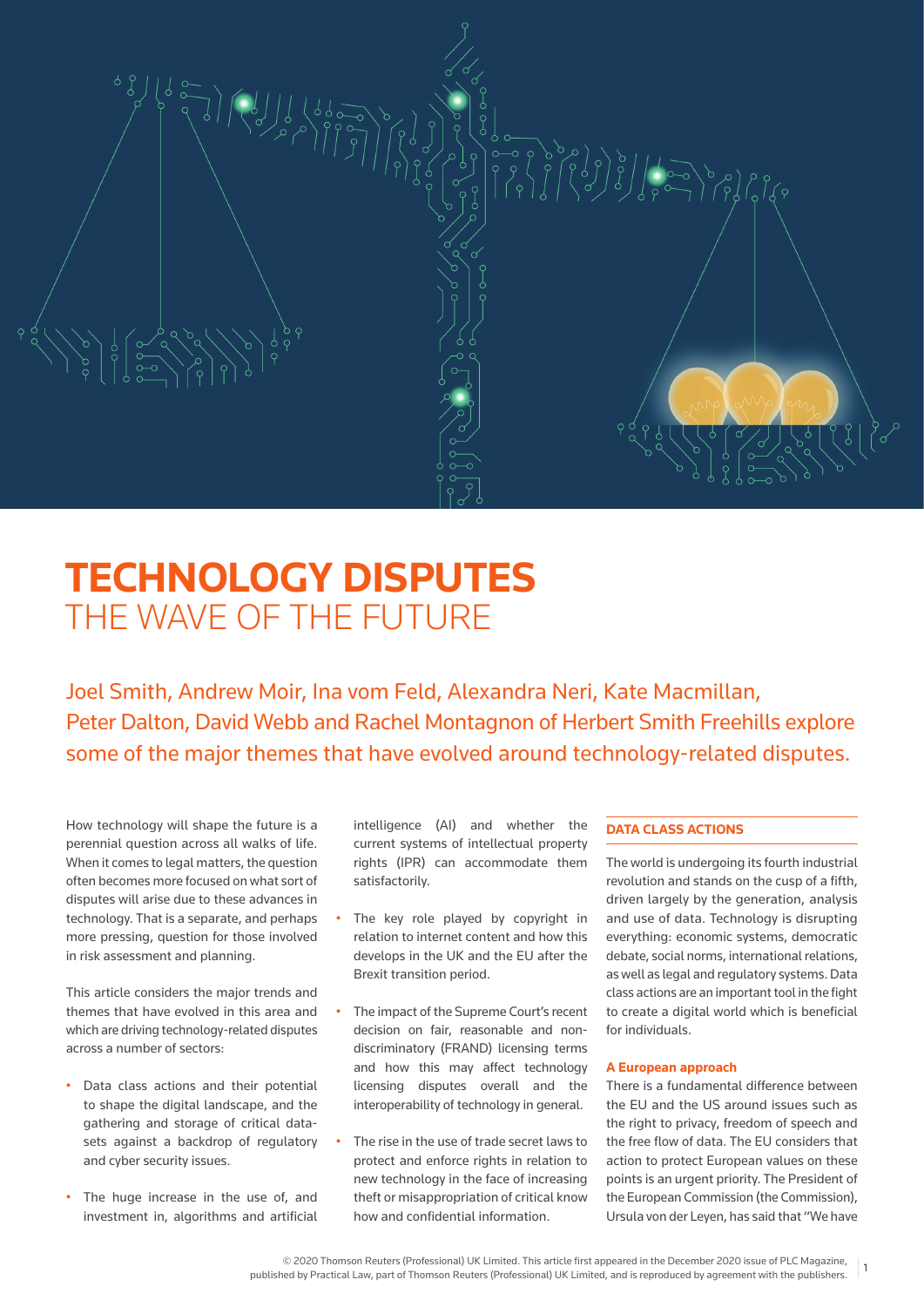# TECHNOLOGY DISPUTES
## THE WAVE OF THE FUTURE

Joel Smith, Andrew Moir, Ina vom Feld, Alexandra Neri, Kate Macmillan, Peter Dalton, David Webb and Rachel Montagnon of Herbert Smith Freehills explore some of the major themes that have evolved around technology-related disputes.

How technology will shape the future is a perennial question across all walks of life. When it comes to legal matters, the question often becomes more focused on what sort of disputes will arise due to these advances in technology. That is a separate, and perhaps more pressing, question for those involved in risk assessment and planning.

This article considers the major trends and themes that have evolved in this area and which are driving technology-related disputes across a number of sectors:

- Data class actions and their potential to shape the digital landscape, and the gathering and storage of critical data-sets against a backdrop of regulatory and cyber security issues.
- The huge increase in the use of, and investment in, algorithms and artificial intelligence (AI) and whether the current systems of intellectual property rights (IPR) can accommodate them satisfactorily.
- The key role played by copyright in relation to internet content and how this develops in the UK and the EU after the Brexit transition period.
- The impact of the Supreme Court's recent decision on fair, reasonable and non-discriminatory (FRAND) licensing terms and how this may affect technology licensing disputes overall and the interoperability of technology in general.
- The rise in the use of trade secret laws to protect and enforce rights in relation to new technology in the face of increasing theft or misappropriation of critical know how and confidential information.

## DATA CLASS ACTIONS

The world is undergoing its fourth industrial revolution and stands on the cusp of a fifth, driven largely by the generation, analysis and use of data. Technology is disrupting everything: economic systems, democratic debate, social norms, international relations, as well as legal and regulatory systems. Data class actions are an important tool in the fight to create a digital world which is beneficial for individuals.

### A European approach

There is a fundamental difference between the EU and the US around issues such as the right to privacy, freedom of speech and the free flow of data. The EU considers that action to protect European values on these points is an urgent priority. The President of the European Commission (the Commission), Ursula von der Leyen, has said that "We have

© 2020 Thomson Reuters (Professional) UK Limited. This article first appeared in the December 2020 issue of PLC Magazine, published by Practical Law, part of Thomson Reuters (Professional) UK Limited, and is reproduced by agreement with the publishers.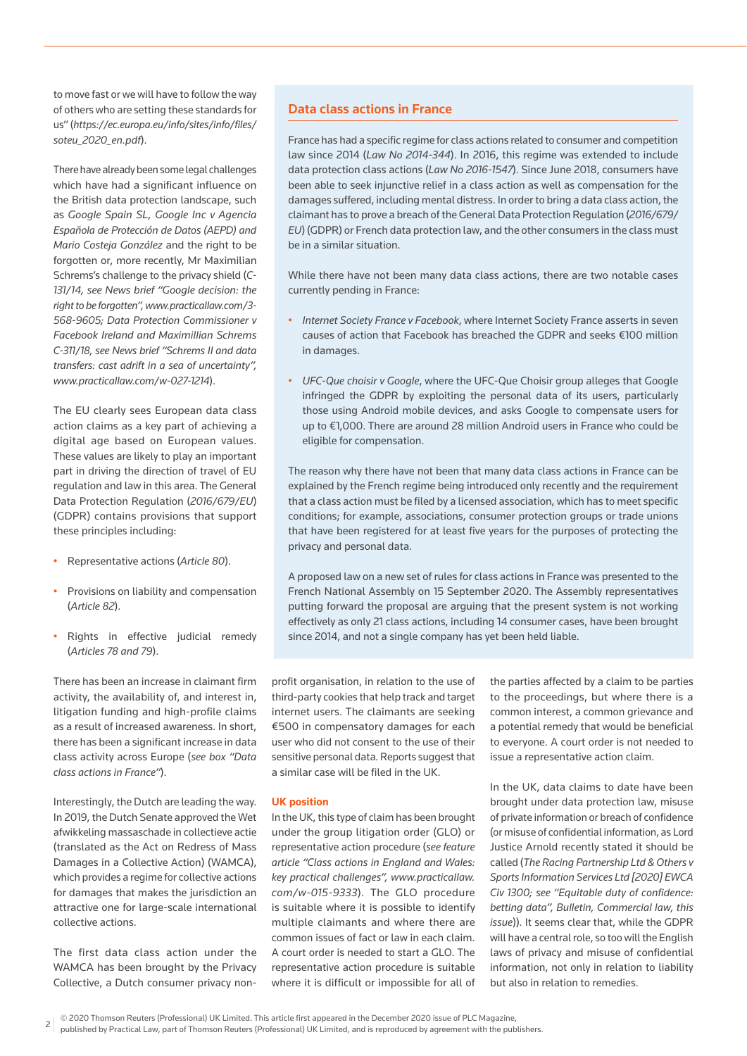to move fast or we will have to follow the way of others who are setting these standards for us" (*https://ec.europa.eu/info/sites/info/files/soteu_2020_en.pdf*).

There have already been some legal challenges which have had a significant influence on the British data protection landscape, such as *Google Spain SL, Google Inc v Agencia Española de Protección de Datos (AEPD) and Mario Costeja González* and the right to be forgotten or, more recently, Mr Maximilian Schrems's challenge to the privacy shield (*C-131/14, see News brief "Google decision: the right to be forgotten", www.practicallaw.com/3-568-9605; Data Protection Commissioner v Facebook Ireland and Maximillian Schrems C-311/18, see News brief "Schrems II and data transfers: cast adrift in a sea of uncertainty", www.practicallaw.com/w-027-1214*).

The EU clearly sees European data class action claims as a key part of achieving a digital age based on European values. These values are likely to play an important part in driving the direction of travel of EU regulation and law in this area. The General Data Protection Regulation (*2016/679/EU*) (GDPR) contains provisions that support these principles including:

- Representative actions (*Article 80*).
- Provisions on liability and compensation (*Article 82*).
- Rights in effective judicial remedy (*Articles 78 and 79*).

There has been an increase in claimant firm activity, the availability of, and interest in, litigation funding and high-profile claims as a result of increased awareness. In short, there has been a significant increase in data class activity across Europe (*see box "Data class actions in France"*).

Interestingly, the Dutch are leading the way. In 2019, the Dutch Senate approved the Wet afwikkeling massaschade in collectieve actie (translated as the Act on Redress of Mass Damages in a Collective Action) (WAMCA), which provides a regime for collective actions for damages that makes the jurisdiction an attractive one for large-scale international collective actions.

The first data class action under the WAMCA has been brought by the Privacy Collective, a Dutch consumer privacy non-profit organisation, in relation to the use of third-party cookies that help track and target internet users. The claimants are seeking €500 in compensatory damages for each user who did not consent to the use of their sensitive personal data. Reports suggest that a similar case will be filed in the UK.

### UK position

In the UK, this type of claim has been brought under the group litigation order (GLO) or representative action procedure (*see feature article "Class actions in England and Wales: key practical challenges", www.practicallaw.com/w-015-9333*). The GLO procedure is suitable where it is possible to identify multiple claimants and where there are common issues of fact or law in each claim. A court order is needed to start a GLO. The representative action procedure is suitable where it is difficult or impossible for all of the parties affected by a claim to be parties to the proceedings, but where there is a common interest, a common grievance and a potential remedy that would be beneficial to everyone. A court order is not needed to issue a representative action claim.

In the UK, data claims to date have been brought under data protection law, misuse of private information or breach of confidence (or misuse of confidential information, as Lord Justice Arnold recently stated it should be called (*The Racing Partnership Ltd & Others v Sports Information Services Ltd [2020] EWCA Civ 1300; see "Equitable duty of confidence: betting data", Bulletin, Commercial law, this issue*)). It seems clear that, while the GDPR will have a central role, so too will the English laws of privacy and misuse of confidential information, not only in relation to liability but also in relation to remedies.

### Data class actions in France

France has had a specific regime for class actions related to consumer and competition law since 2014 (*Law No 2014-344*). In 2016, this regime was extended to include data protection class actions (*Law No 2016-1547*). Since June 2018, consumers have been able to seek injunctive relief in a class action as well as compensation for the damages suffered, including mental distress. In order to bring a data class action, the claimant has to prove a breach of the General Data Protection Regulation (*2016/679/EU*) (GDPR) or French data protection law, and the other consumers in the class must be in a similar situation.

While there have not been many data class actions, there are two notable cases currently pending in France:

- *Internet Society France v Facebook*, where Internet Society France asserts in seven causes of action that Facebook has breached the GDPR and seeks €100 million in damages.
- *UFC-Que choisir v Google*, where the UFC-Que Choisir group alleges that Google infringed the GDPR by exploiting the personal data of its users, particularly those using Android mobile devices, and asks Google to compensate users for up to €1,000. There are around 28 million Android users in France who could be eligible for compensation.

The reason why there have not been that many data class actions in France can be explained by the French regime being introduced only recently and the requirement that a class action must be filed by a licensed association, which has to meet specific conditions; for example, associations, consumer protection groups or trade unions that have been registered for at least five years for the purposes of protecting the privacy and personal data.

A proposed law on a new set of rules for class actions in France was presented to the French National Assembly on 15 September 2020. The Assembly representatives putting forward the proposal are arguing that the present system is not working effectively as only 21 class actions, including 14 consumer cases, have been brought since 2014, and not a single company has yet been held liable.

© 2020 Thomson Reuters (Professional) UK Limited. This article first appeared in the December 2020 issue of PLC Magazine, published by Practical Law, part of Thomson Reuters (Professional) UK Limited, and is reproduced by agreement with the publishers.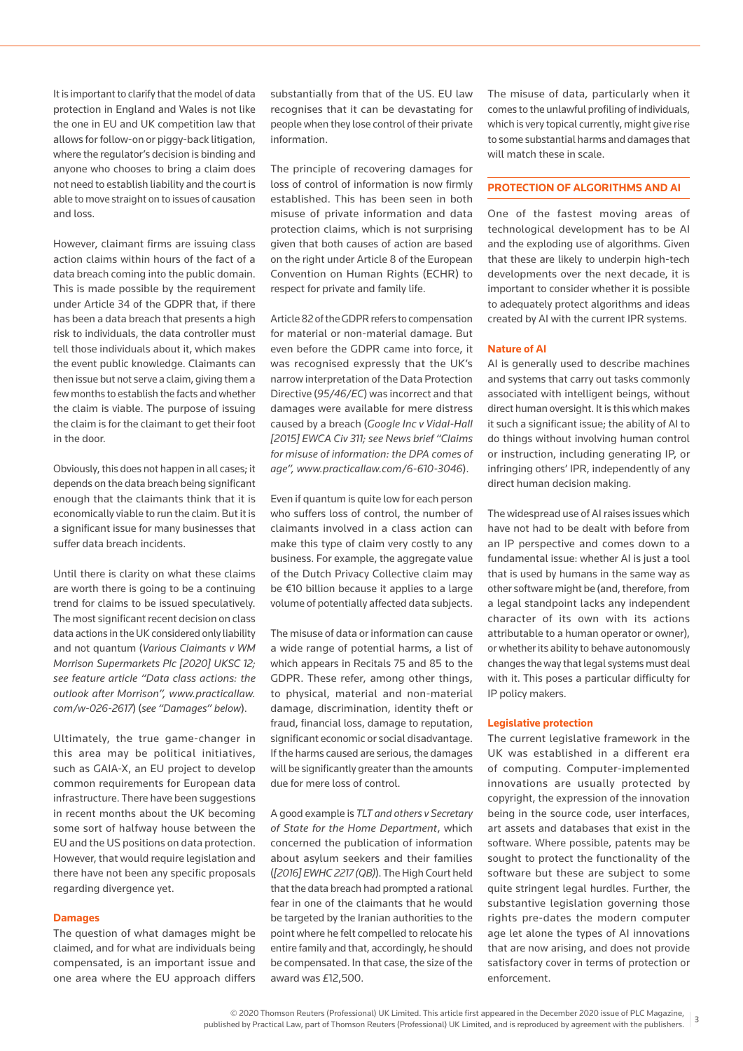It is important to clarify that the model of data protection in England and Wales is not like the one in EU and UK competition law that allows for follow-on or piggy-back litigation, where the regulator's decision is binding and anyone who chooses to bring a claim does not need to establish liability and the court is able to move straight on to issues of causation and loss.

However, claimant firms are issuing class action claims within hours of the fact of a data breach coming into the public domain. This is made possible by the requirement under Article 34 of the GDPR that, if there has been a data breach that presents a high risk to individuals, the data controller must tell those individuals about it, which makes the event public knowledge. Claimants can then issue but not serve a claim, giving them a few months to establish the facts and whether the claim is viable. The purpose of issuing the claim is for the claimant to get their foot in the door.

Obviously, this does not happen in all cases; it depends on the data breach being significant enough that the claimants think that it is economically viable to run the claim. But it is a significant issue for many businesses that suffer data breach incidents.

Until there is clarity on what these claims are worth there is going to be a continuing trend for claims to be issued speculatively. The most significant recent decision on class data actions in the UK considered only liability and not quantum (*Various Claimants v WM Morrison Supermarkets Plc [2020] UKSC 12; see feature article "Data class actions: the outlook after Morrison", www.practicallaw.com/w-026-2617*) (*see "Damages" below*).

Ultimately, the true game-changer in this area may be political initiatives, such as GAIA-X, an EU project to develop common requirements for European data infrastructure. There have been suggestions in recent months about the UK becoming some sort of halfway house between the EU and the US positions on data protection. However, that would require legislation and there have not been any specific proposals regarding divergence yet.

### Damages

The question of what damages might be claimed, and for what are individuals being compensated, is an important issue and one area where the EU approach differs substantially from that of the US. EU law recognises that it can be devastating for people when they lose control of their private information.

The principle of recovering damages for loss of control of information is now firmly established. This has been seen in both misuse of private information and data protection claims, which is not surprising given that both causes of action are based on the right under Article 8 of the European Convention on Human Rights (ECHR) to respect for private and family life.

Article 82 of the GDPR refers to compensation for material or non-material damage. But even before the GDPR came into force, it was recognised expressly that the UK's narrow interpretation of the Data Protection Directive (*95/46/EC*) was incorrect and that damages were available for mere distress caused by a breach (*Google Inc v Vidal-Hall [2015] EWCA Civ 311; see News brief "Claims for misuse of information: the DPA comes of age", www.practicallaw.com/6-610-3046*).

Even if quantum is quite low for each person who suffers loss of control, the number of claimants involved in a class action can make this type of claim very costly to any business. For example, the aggregate value of the Dutch Privacy Collective claim may be €10 billion because it applies to a large volume of potentially affected data subjects.

The misuse of data or information can cause a wide range of potential harms, a list of which appears in Recitals 75 and 85 to the GDPR. These refer, among other things, to physical, material and non-material damage, discrimination, identity theft or fraud, financial loss, damage to reputation, significant economic or social disadvantage. If the harms caused are serious, the damages will be significantly greater than the amounts due for mere loss of control.

A good example is *TLT and others v Secretary of State for the Home Department*, which concerned the publication of information about asylum seekers and their families (*[2016] EWHC 2217 (QB)*). The High Court held that the data breach had prompted a rational fear in one of the claimants that he would be targeted by the Iranian authorities to the point where he felt compelled to relocate his entire family and that, accordingly, he should be compensated. In that case, the size of the award was £12,500.

The misuse of data, particularly when it comes to the unlawful profiling of individuals, which is very topical currently, might give rise to some substantial harms and damages that will match these in scale.

## PROTECTION OF ALGORITHMS AND AI

One of the fastest moving areas of technological development has to be AI and the exploding use of algorithms. Given that these are likely to underpin high-tech developments over the next decade, it is important to consider whether it is possible to adequately protect algorithms and ideas created by AI with the current IPR systems.

### Nature of AI

AI is generally used to describe machines and systems that carry out tasks commonly associated with intelligent beings, without direct human oversight. It is this which makes it such a significant issue; the ability of AI to do things without involving human control or instruction, including generating IP, or infringing others' IPR, independently of any direct human decision making.

The widespread use of AI raises issues which have not had to be dealt with before from an IP perspective and comes down to a fundamental issue: whether AI is just a tool that is used by humans in the same way as other software might be (and, therefore, from a legal standpoint lacks any independent character of its own with its actions attributable to a human operator or owner), or whether its ability to behave autonomously changes the way that legal systems must deal with it. This poses a particular difficulty for IP policy makers.

### Legislative protection

The current legislative framework in the UK was established in a different era of computing. Computer-implemented innovations are usually protected by copyright, the expression of the innovation being in the source code, user interfaces, art assets and databases that exist in the software. Where possible, patents may be sought to protect the functionality of the software but these are subject to some quite stringent legal hurdles. Further, the substantive legislation governing those rights pre-dates the modern computer age let alone the types of AI innovations that are now arising, and does not provide satisfactory cover in terms of protection or enforcement.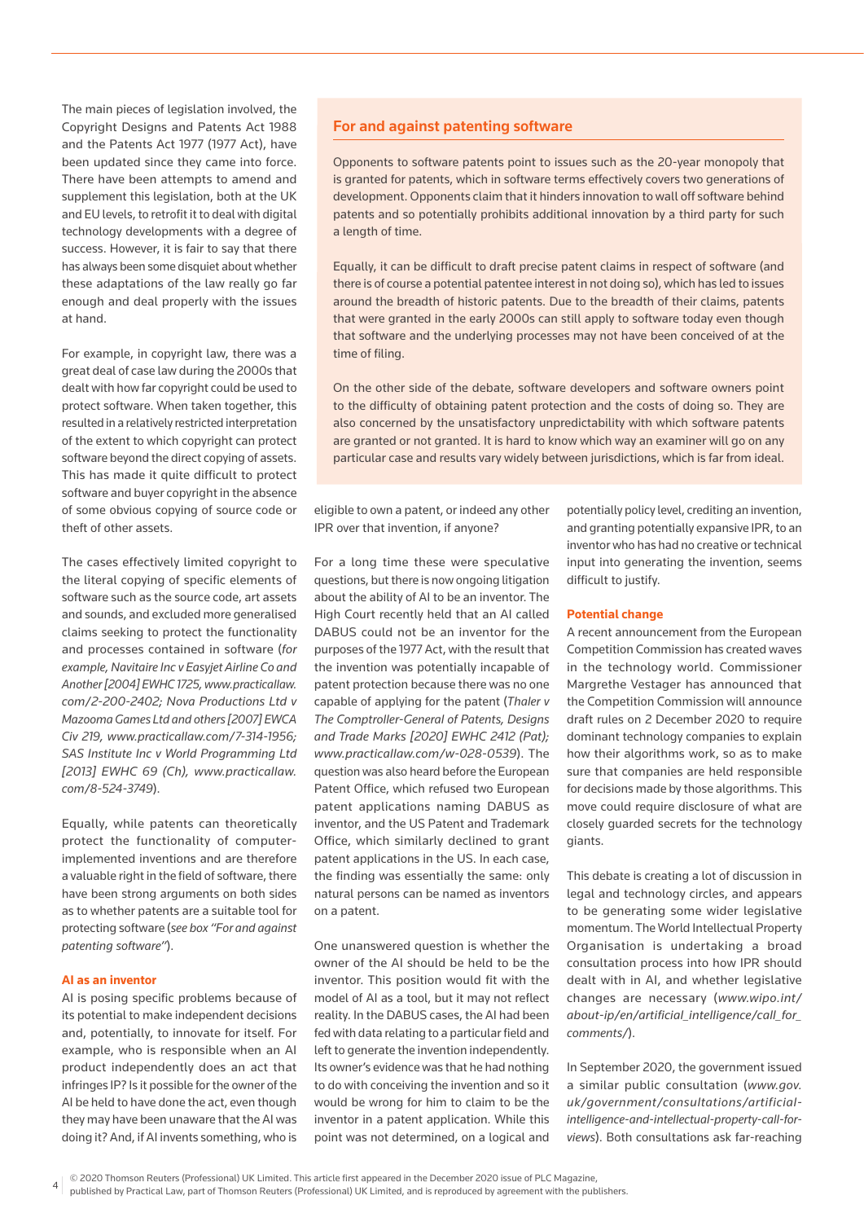The main pieces of legislation involved, the Copyright Designs and Patents Act 1988 and the Patents Act 1977 (1977 Act), have been updated since they came into force. There have been attempts to amend and supplement this legislation, both at the UK and EU levels, to retrofit it to deal with digital technology developments with a degree of success. However, it is fair to say that there has always been some disquiet about whether these adaptations of the law really go far enough and deal properly with the issues at hand.

For example, in copyright law, there was a great deal of case law during the 2000s that dealt with how far copyright could be used to protect software. When taken together, this resulted in a relatively restricted interpretation of the extent to which copyright can protect software beyond the direct copying of assets. This has made it quite difficult to protect software and buyer copyright in the absence of some obvious copying of source code or theft of other assets.

The cases effectively limited copyright to the literal copying of specific elements of software such as the source code, art assets and sounds, and excluded more generalised claims seeking to protect the functionality and processes contained in software (*for example, Navitaire Inc v Easyjet Airline Co and Another [2004] EWHC 1725, www.practicallaw.com/2-200-2402; Nova Productions Ltd v Mazooma Games Ltd and others [2007] EWCA Civ 219, www.practicallaw.com/7-314-1956; SAS Institute Inc v World Programming Ltd [2013] EWHC 69 (Ch), www.practicallaw.com/8-524-3749*).

Equally, while patents can theoretically protect the functionality of computer-implemented inventions and are therefore a valuable right in the field of software, there have been strong arguments on both sides as to whether patents are a suitable tool for protecting software (*see box "For and against patenting software"*).

## For and against patenting software

Opponents to software patents point to issues such as the 20-year monopoly that is granted for patents, which in software terms effectively covers two generations of development. Opponents claim that it hinders innovation to wall off software behind patents and so potentially prohibits additional innovation by a third party for such a length of time.

Equally, it can be difficult to draft precise patent claims in respect of software (and there is of course a potential patentee interest in not doing so), which has led to issues around the breadth of historic patents. Due to the breadth of their claims, patents that were granted in the early 2000s can still apply to software today even though that software and the underlying processes may not have been conceived of at the time of filing.

On the other side of the debate, software developers and software owners point to the difficulty of obtaining patent protection and the costs of doing so. They are also concerned by the unsatisfactory unpredictability with which software patents are granted or not granted. It is hard to know which way an examiner will go on any particular case and results vary widely between jurisdictions, which is far from ideal.

### AI as an inventor

AI is posing specific problems because of its potential to make independent decisions and, potentially, to innovate for itself. For example, who is responsible when an AI product independently does an act that infringes IP? Is it possible for the owner of the AI be held to have done the act, even though they may have been unaware that the AI was doing it? And, if AI invents something, who is eligible to own a patent, or indeed any other IPR over that invention, if anyone?

For a long time these were speculative questions, but there is now ongoing litigation about the ability of AI to be an inventor. The High Court recently held that an AI called DABUS could not be an inventor for the purposes of the 1977 Act, with the result that the invention was potentially incapable of patent protection because there was no one capable of applying for the patent (*Thaler v The Comptroller-General of Patents, Designs and Trade Marks [2020] EWHC 2412 (Pat); www.practicallaw.com/w-028-0539*). The question was also heard before the European Patent Office, which refused two European patent applications naming DABUS as inventor, and the US Patent and Trademark Office, which similarly declined to grant patent applications in the US. In each case, the finding was essentially the same: only natural persons can be named as inventors on a patent.

One unanswered question is whether the owner of the AI should be held to be the inventor. This position would fit with the model of AI as a tool, but it may not reflect reality. In the DABUS cases, the AI had been fed with data relating to a particular field and left to generate the invention independently. Its owner's evidence was that he had nothing to do with conceiving the invention and so it would be wrong for him to claim to be the inventor in a patent application. While this point was not determined, on a logical and potentially policy level, crediting an invention, and granting potentially expansive IPR, to an inventor who has had no creative or technical input into generating the invention, seems difficult to justify.

### Potential change

A recent announcement from the European Competition Commission has created waves in the technology world. Commissioner Margrethe Vestager has announced that the Competition Commission will announce draft rules on 2 December 2020 to require dominant technology companies to explain how their algorithms work, so as to make sure that companies are held responsible for decisions made by those algorithms. This move could require disclosure of what are closely guarded secrets for the technology giants.

This debate is creating a lot of discussion in legal and technology circles, and appears to be generating some wider legislative momentum. The World Intellectual Property Organisation is undertaking a broad consultation process into how IPR should dealt with in AI, and whether legislative changes are necessary (*www.wipo.int/about-ip/en/artificial_intelligence/call_for_comments/*).

In September 2020, the government issued a similar public consultation (*www.gov.uk/government/consultations/artificial-intelligence-and-intellectual-property-call-for-views*). Both consultations ask far-reaching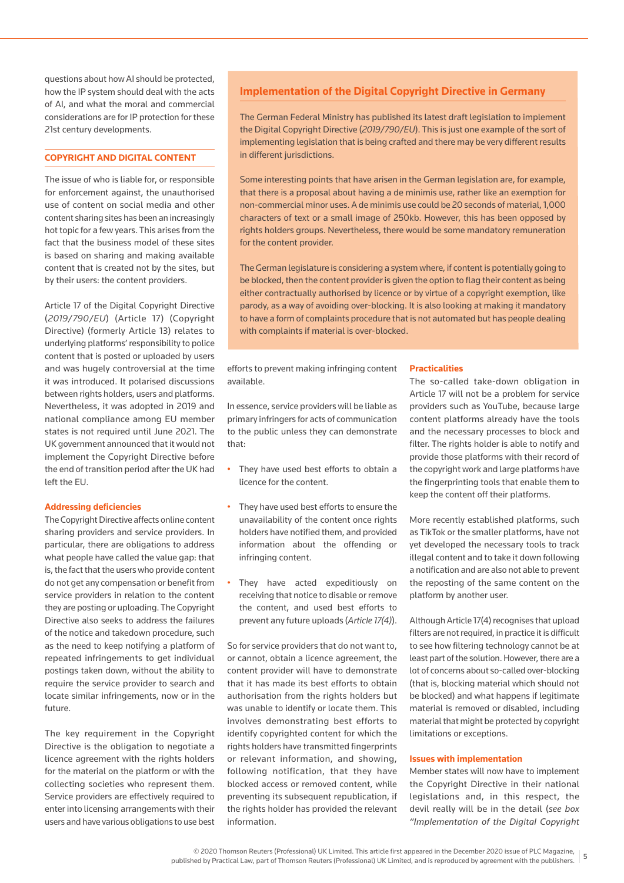questions about how AI should be protected, how the IP system should deal with the acts of AI, and what the moral and commercial considerations are for IP protection for these 21st century developments.

## COPYRIGHT AND DIGITAL CONTENT

The issue of who is liable for, or responsible for enforcement against, the unauthorised use of content on social media and other content sharing sites has been an increasingly hot topic for a few years. This arises from the fact that the business model of these sites is based on sharing and making available content that is created not by the sites, but by their users: the content providers.

Article 17 of the Digital Copyright Directive (*2019/790/EU*) (Article 17) (Copyright Directive) (formerly Article 13) relates to underlying platforms' responsibility to police content that is posted or uploaded by users and was hugely controversial at the time it was introduced. It polarised discussions between rights holders, users and platforms. Nevertheless, it was adopted in 2019 and national compliance among EU member states is not required until June 2021. The UK government announced that it would not implement the Copyright Directive before the end of transition period after the UK had left the EU.

### Addressing deficiencies

The Copyright Directive affects online content sharing providers and service providers. In particular, there are obligations to address what people have called the value gap: that is, the fact that the users who provide content do not get any compensation or benefit from service providers in relation to the content they are posting or uploading. The Copyright Directive also seeks to address the failures of the notice and takedown procedure, such as the need to keep notifying a platform of repeated infringements to get individual postings taken down, without the ability to require the service provider to search and locate similar infringements, now or in the future.

The key requirement in the Copyright Directive is the obligation to negotiate a licence agreement with the rights holders for the material on the platform or with the collecting societies who represent them. Service providers are effectively required to enter into licensing arrangements with their users and have various obligations to use best efforts to prevent making infringing content available.

In essence, service providers will be liable as primary infringers for acts of communication to the public unless they can demonstrate that:

- They have used best efforts to obtain a licence for the content.
- They have used best efforts to ensure the unavailability of the content once rights holders have notified them, and provided information about the offending or infringing content.
- They have acted expeditiously on receiving that notice to disable or remove the content, and used best efforts to prevent any future uploads (*Article 17(4)*).

So for service providers that do not want to, or cannot, obtain a licence agreement, the content provider will have to demonstrate that it has made its best efforts to obtain authorisation from the rights holders but was unable to identify or locate them. This involves demonstrating best efforts to identify copyrighted content for which the rights holders have transmitted fingerprints or relevant information, and showing, following notification, that they have blocked access or removed content, while preventing its subsequent republication, if the rights holder has provided the relevant information.

### Practicalities

The so-called take-down obligation in Article 17 will not be a problem for service providers such as YouTube, because large content platforms already have the tools and the necessary processes to block and filter. The rights holder is able to notify and provide those platforms with their record of the copyright work and large platforms have the fingerprinting tools that enable them to keep the content off their platforms.

More recently established platforms, such as TikTok or the smaller platforms, have not yet developed the necessary tools to track illegal content and to take it down following a notification and are also not able to prevent the reposting of the same content on the platform by another user.

Although Article 17(4) recognises that upload filters are not required, in practice it is difficult to see how filtering technology cannot be at least part of the solution. However, there are a lot of concerns about so-called over-blocking (that is, blocking material which should not be blocked) and what happens if legitimate material is removed or disabled, including material that might be protected by copyright limitations or exceptions.

### Issues with implementation

Member states will now have to implement the Copyright Directive in their national legislations and, in this respect, the devil really will be in the detail (*see box "Implementation of the Digital Copyright*

---

### Implementation of the Digital Copyright Directive in Germany

The German Federal Ministry has published its latest draft legislation to implement the Digital Copyright Directive (*2019/790/EU*). This is just one example of the sort of implementing legislation that is being crafted and there may be very different results in different jurisdictions.

Some interesting points that have arisen in the German legislation are, for example, that there is a proposal about having a de minimis use, rather like an exemption for non-commercial minor uses. A de minimis use could be 20 seconds of material, 1,000 characters of text or a small image of 250kb. However, this has been opposed by rights holders groups. Nevertheless, there would be some mandatory remuneration for the content provider.

The German legislature is considering a system where, if content is potentially going to be blocked, then the content provider is given the option to flag their content as being either contractually authorised by licence or by virtue of a copyright exemption, like parody, as a way of avoiding over-blocking. It is also looking at making it mandatory to have a form of complaints procedure that is not automated but has people dealing with complaints if material is over-blocked.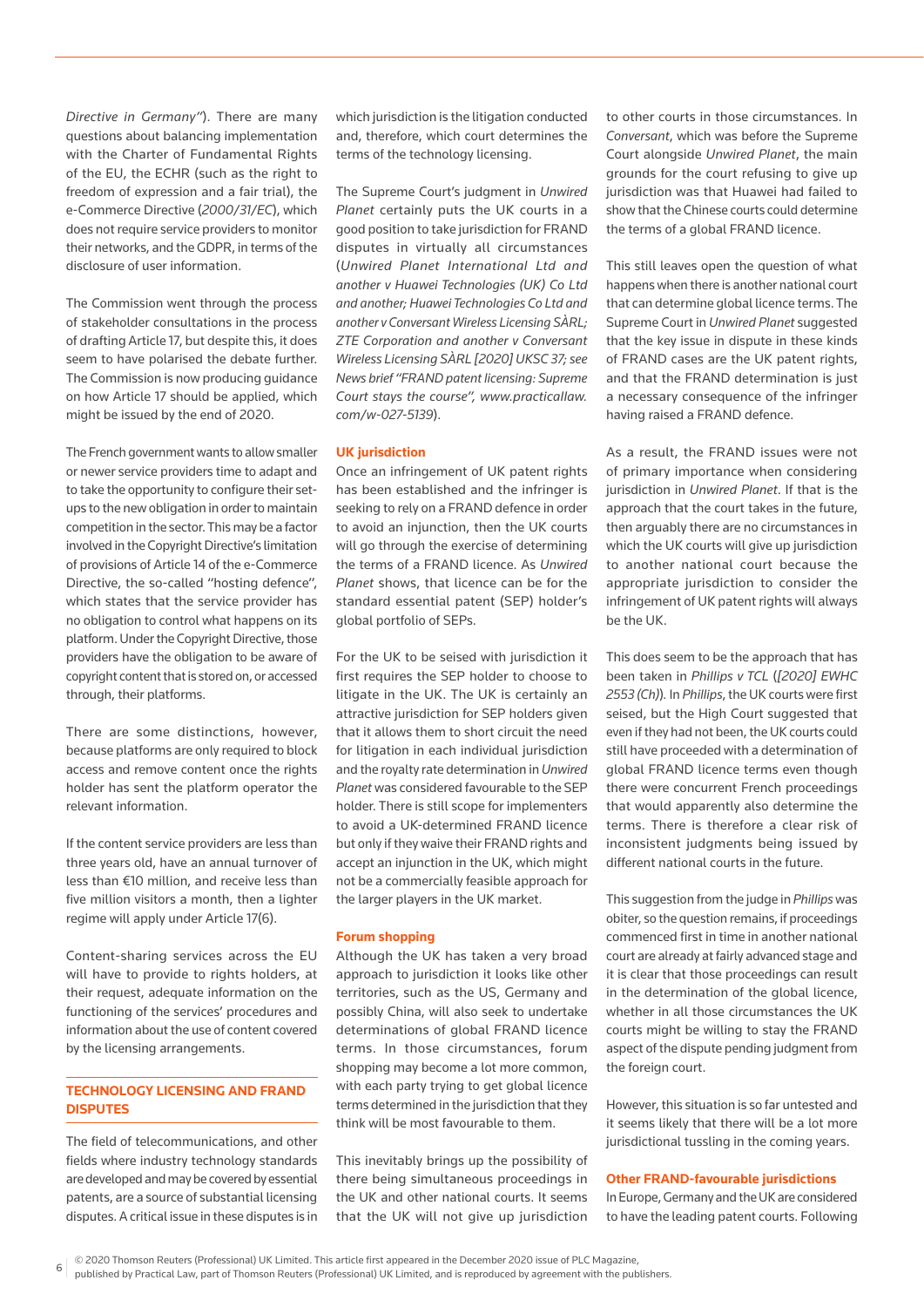*Directive in Germany"*). There are many questions about balancing implementation with the Charter of Fundamental Rights of the EU, the ECHR (such as the right to freedom of expression and a fair trial), the e-Commerce Directive (*2000/31/EC*), which does not require service providers to monitor their networks, and the GDPR, in terms of the disclosure of user information.

The Commission went through the process of stakeholder consultations in the process of drafting Article 17, but despite this, it does seem to have polarised the debate further. The Commission is now producing guidance on how Article 17 should be applied, which might be issued by the end of 2020.

The French government wants to allow smaller or newer service providers time to adapt and to take the opportunity to configure their set-ups to the new obligation in order to maintain competition in the sector. This may be a factor involved in the Copyright Directive's limitation of provisions of Article 14 of the e-Commerce Directive, the so-called "hosting defence", which states that the service provider has no obligation to control what happens on its platform. Under the Copyright Directive, those providers have the obligation to be aware of copyright content that is stored on, or accessed through, their platforms.

There are some distinctions, however, because platforms are only required to block access and remove content once the rights holder has sent the platform operator the relevant information.

If the content service providers are less than three years old, have an annual turnover of less than €10 million, and receive less than five million visitors a month, then a lighter regime will apply under Article 17(6).

Content-sharing services across the EU will have to provide to rights holders, at their request, adequate information on the functioning of the services' procedures and information about the use of content covered by the licensing arrangements.

## TECHNOLOGY LICENSING AND FRAND DISPUTES

The field of telecommunications, and other fields where industry technology standards are developed and may be covered by essential patents, are a source of substantial licensing disputes. A critical issue in these disputes is in which jurisdiction is the litigation conducted and, therefore, which court determines the terms of the technology licensing.

The Supreme Court's judgment in *Unwired Planet* certainly puts the UK courts in a good position to take jurisdiction for FRAND disputes in virtually all circumstances (*Unwired Planet International Ltd and another v Huawei Technologies (UK) Co Ltd and another; Huawei Technologies Co Ltd and another v Conversant Wireless Licensing SÀRL; ZTE Corporation and another v Conversant Wireless Licensing SÀRL [2020] UKSC 37; see News brief "FRAND patent licensing: Supreme Court stays the course", www.practicallaw.com/w-027-5139*).

### UK jurisdiction

Once an infringement of UK patent rights has been established and the infringer is seeking to rely on a FRAND defence in order to avoid an injunction, then the UK courts will go through the exercise of determining the terms of a FRAND licence. As *Unwired Planet* shows, that licence can be for the standard essential patent (SEP) holder's global portfolio of SEPs.

For the UK to be seised with jurisdiction it first requires the SEP holder to choose to litigate in the UK. The UK is certainly an attractive jurisdiction for SEP holders given that it allows them to short circuit the need for litigation in each individual jurisdiction and the royalty rate determination in *Unwired Planet* was considered favourable to the SEP holder. There is still scope for implementers to avoid a UK-determined FRAND licence but only if they waive their FRAND rights and accept an injunction in the UK, which might not be a commercially feasible approach for the larger players in the UK market.

### Forum shopping

Although the UK has taken a very broad approach to jurisdiction it looks like other territories, such as the US, Germany and possibly China, will also seek to undertake determinations of global FRAND licence terms. In those circumstances, forum shopping may become a lot more common, with each party trying to get global licence terms determined in the jurisdiction that they think will be most favourable to them.

This inevitably brings up the possibility of there being simultaneous proceedings in the UK and other national courts. It seems that the UK will not give up jurisdiction to other courts in those circumstances. In *Conversant*, which was before the Supreme Court alongside *Unwired Planet*, the main grounds for the court refusing to give up jurisdiction was that Huawei had failed to show that the Chinese courts could determine the terms of a global FRAND licence.

This still leaves open the question of what happens when there is another national court that can determine global licence terms. The Supreme Court in *Unwired Planet* suggested that the key issue in dispute in these kinds of FRAND cases are the UK patent rights, and that the FRAND determination is just a necessary consequence of the infringer having raised a FRAND defence.

As a result, the FRAND issues were not of primary importance when considering jurisdiction in *Unwired Planet*. If that is the approach that the court takes in the future, then arguably there are no circumstances in which the UK courts will give up jurisdiction to another national court because the appropriate jurisdiction to consider the infringement of UK patent rights will always be the UK.

This does seem to be the approach that has been taken in *Phillips v TCL* (*[2020] EWHC 2553 (Ch)*). In *Phillips*, the UK courts were first seised, but the High Court suggested that even if they had not been, the UK courts could still have proceeded with a determination of global FRAND licence terms even though there were concurrent French proceedings that would apparently also determine the terms. There is therefore a clear risk of inconsistent judgments being issued by different national courts in the future.

This suggestion from the judge in *Phillips* was obiter, so the question remains, if proceedings commenced first in time in another national court are already at fairly advanced stage and it is clear that those proceedings can result in the determination of the global licence, whether in all those circumstances the UK courts might be willing to stay the FRAND aspect of the dispute pending judgment from the foreign court.

However, this situation is so far untested and it seems likely that there will be a lot more jurisdictional tussling in the coming years.

### Other FRAND-favourable jurisdictions

In Europe, Germany and the UK are considered to have the leading patent courts. Following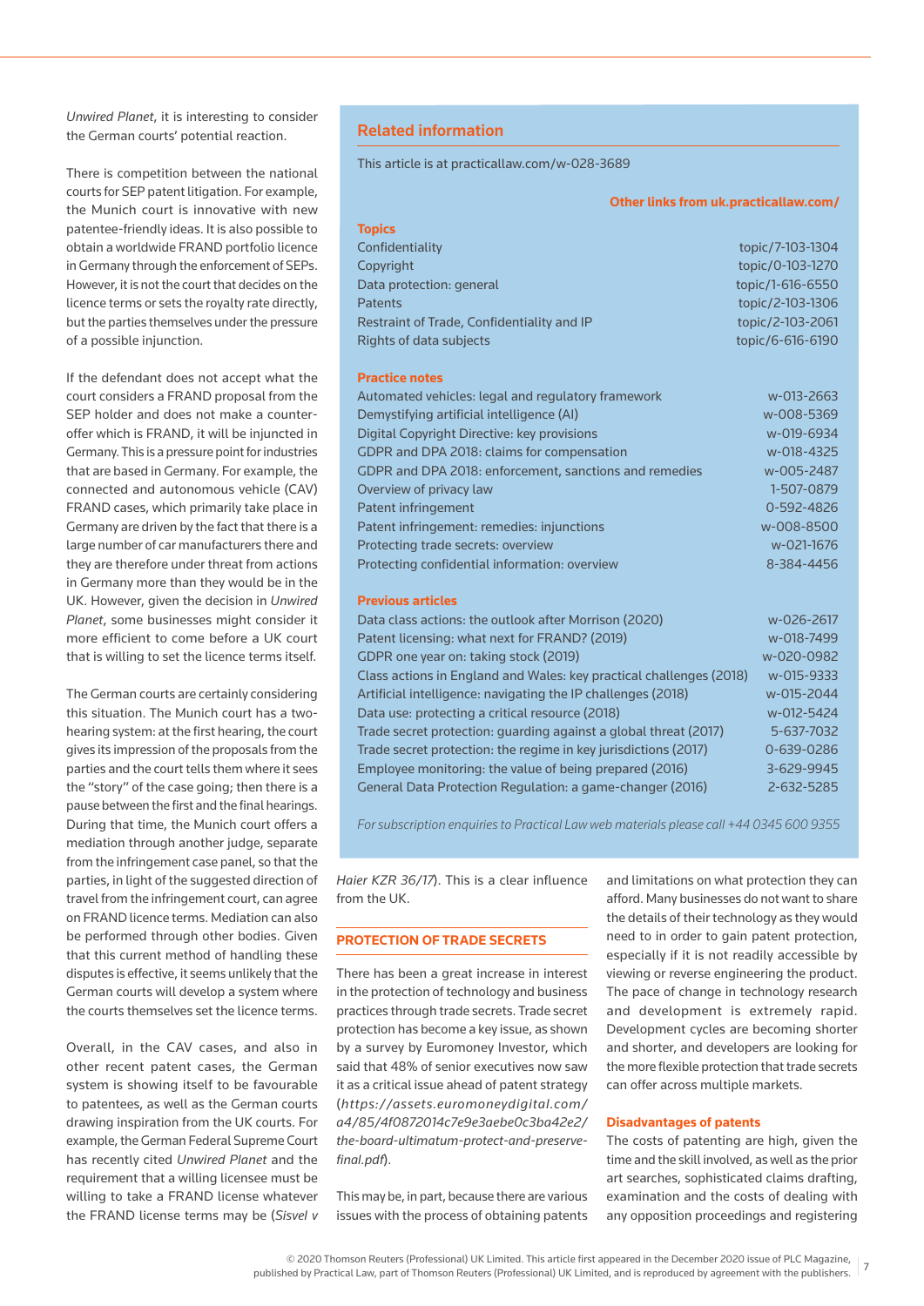*Unwired Planet*, it is interesting to consider the German courts' potential reaction.

There is competition between the national courts for SEP patent litigation. For example, the Munich court is innovative with new patentee-friendly ideas. It is also possible to obtain a worldwide FRAND portfolio licence in Germany through the enforcement of SEPs. However, it is not the court that decides on the licence terms or sets the royalty rate directly, but the parties themselves under the pressure of a possible injunction.

If the defendant does not accept what the court considers a FRAND proposal from the SEP holder and does not make a counter-offer which is FRAND, it will be injuncted in Germany. This is a pressure point for industries that are based in Germany. For example, the connected and autonomous vehicle (CAV) FRAND cases, which primarily take place in Germany are driven by the fact that there is a large number of car manufacturers there and they are therefore under threat from actions in Germany more than they would be in the UK. However, given the decision in *Unwired Planet*, some businesses might consider it more efficient to come before a UK court that is willing to set the licence terms itself.

The German courts are certainly considering this situation. The Munich court has a two-hearing system: at the first hearing, the court gives its impression of the proposals from the parties and the court tells them where it sees the "story" of the case going; then there is a pause between the first and the final hearings. During that time, the Munich court offers a mediation through another judge, separate from the infringement case panel, so that the parties, in light of the suggested direction of travel from the infringement court, can agree on FRAND licence terms. Mediation can also be performed through other bodies. Given that this current method of handling these disputes is effective, it seems unlikely that the German courts will develop a system where the courts themselves set the licence terms.

Overall, in the CAV cases, and also in other recent patent cases, the German system is showing itself to be favourable to patentees, as well as the German courts drawing inspiration from the UK courts. For example, the German Federal Supreme Court has recently cited *Unwired Planet* and the requirement that a willing licensee must be willing to take a FRAND license whatever the FRAND license terms may be (*Sisvel v Haier KZR 36/17*). This is a clear influence from the UK.

## Related information

This article is at practicallaw.com/w-028-3689

**Other links from uk.practicallaw.com/**

**Topics**

| | |
|---|---|
| Confidentiality | topic/7-103-1304 |
| Copyright | topic/0-103-1270 |
| Data protection: general | topic/1-616-6550 |
| Patents | topic/2-103-1306 |
| Restraint of Trade, Confidentiality and IP | topic/2-103-2061 |
| Rights of data subjects | topic/6-616-6190 |

**Practice notes**

| | |
|---|---|
| Automated vehicles: legal and regulatory framework | w-013-2663 |
| Demystifying artificial intelligence (AI) | w-008-5369 |
| Digital Copyright Directive: key provisions | w-019-6934 |
| GDPR and DPA 2018: claims for compensation | w-018-4325 |
| GDPR and DPA 2018: enforcement, sanctions and remedies | w-005-2487 |
| Overview of privacy law | 1-507-0879 |
| Patent infringement | 0-592-4826 |
| Patent infringement: remedies: injunctions | w-008-8500 |
| Protecting trade secrets: overview | w-021-1676 |
| Protecting confidential information: overview | 8-384-4456 |

**Previous articles**

| | |
|---|---|
| Data class actions: the outlook after Morrison (2020) | w-026-2617 |
| Patent licensing: what next for FRAND? (2019) | w-018-7499 |
| GDPR one year on: taking stock (2019) | w-020-0982 |
| Class actions in England and Wales: key practical challenges (2018) | w-015-9333 |
| Artificial intelligence: navigating the IP challenges (2018) | w-015-2044 |
| Data use: protecting a critical resource (2018) | w-012-5424 |
| Trade secret protection: guarding against a global threat (2017) | 5-637-7032 |
| Trade secret protection: the regime in key jurisdictions (2017) | 0-639-0286 |
| Employee monitoring: the value of being prepared (2016) | 3-629-9945 |
| General Data Protection Regulation: a game-changer (2016) | 2-632-5285 |

*For subscription enquiries to Practical Law web materials please call +44 0345 600 9355*

## PROTECTION OF TRADE SECRETS

There has been a great increase in interest in the protection of technology and business practices through trade secrets. Trade secret protection has become a key issue, as shown by a survey by Euromoney Investor, which said that 48% of senior executives now saw it as a critical issue ahead of patent strategy (*https://assets.euromoneydigital.com/a4/85/4f0872014c7e9e3aebe0c3ba42e2/the-board-ultimatum-protect-and-preserve-final.pdf*).

This may be, in part, because there are various issues with the process of obtaining patents and limitations on what protection they can afford. Many businesses do not want to share the details of their technology as they would need to in order to gain patent protection, especially if it is not readily accessible by viewing or reverse engineering the product. The pace of change in technology research and development is extremely rapid. Development cycles are becoming shorter and shorter, and developers are looking for the more flexible protection that trade secrets can offer across multiple markets.

### Disadvantages of patents

The costs of patenting are high, given the time and the skill involved, as well as the prior art searches, sophisticated claims drafting, examination and the costs of dealing with any opposition proceedings and registering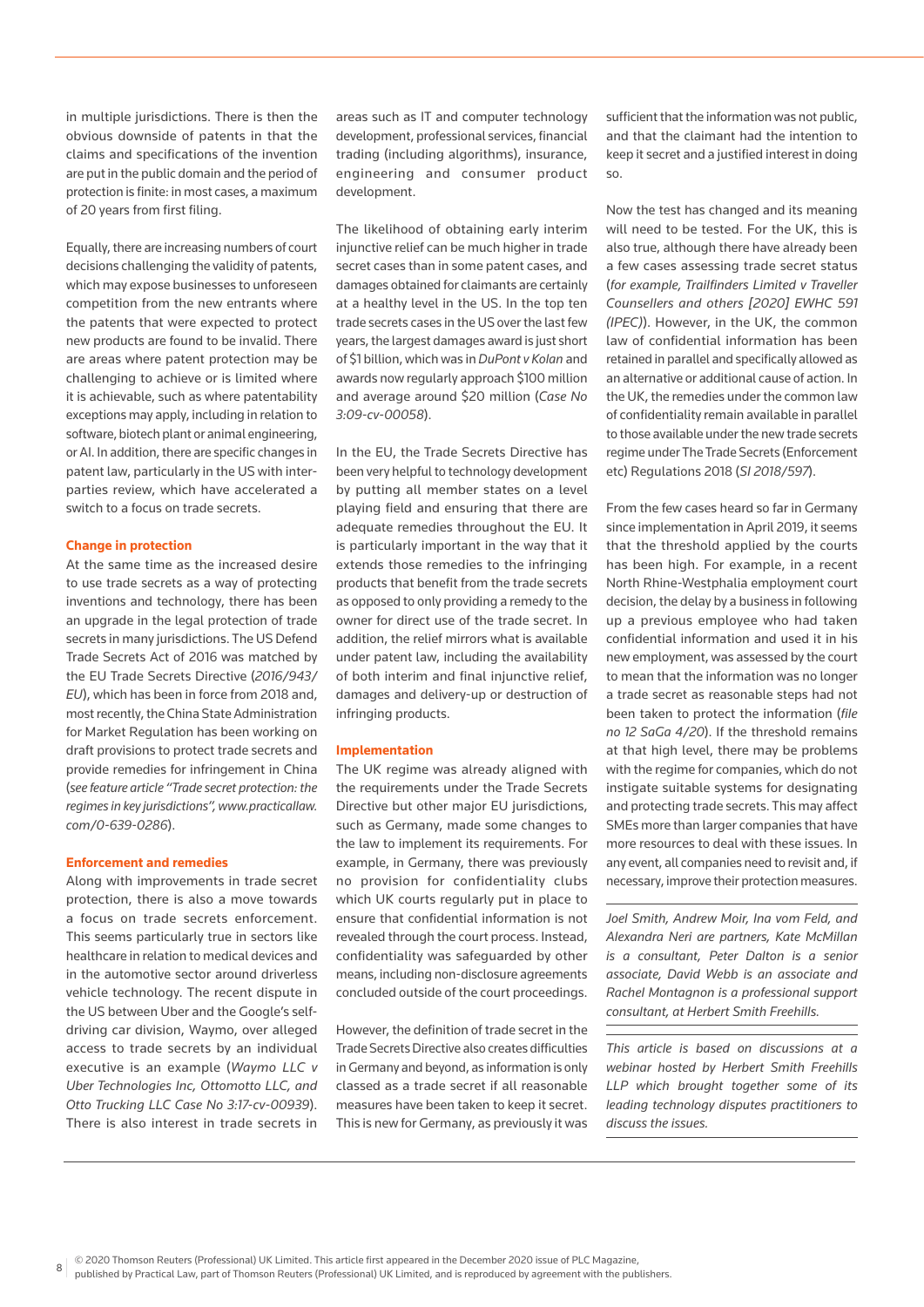in multiple jurisdictions. There is then the obvious downside of patents in that the claims and specifications of the invention are put in the public domain and the period of protection is finite: in most cases, a maximum of 20 years from first filing.

Equally, there are increasing numbers of court decisions challenging the validity of patents, which may expose businesses to unforeseen competition from the new entrants where the patents that were expected to protect new products are found to be invalid. There are areas where patent protection may be challenging to achieve or is limited where it is achievable, such as where patentability exceptions may apply, including in relation to software, biotech plant or animal engineering, or AI. In addition, there are specific changes in patent law, particularly in the US with inter-parties review, which have accelerated a switch to a focus on trade secrets.

### Change in protection

At the same time as the increased desire to use trade secrets as a way of protecting inventions and technology, there has been an upgrade in the legal protection of trade secrets in many jurisdictions. The US Defend Trade Secrets Act of 2016 was matched by the EU Trade Secrets Directive (*2016/943/EU*), which has been in force from 2018 and, most recently, the China State Administration for Market Regulation has been working on draft provisions to protect trade secrets and provide remedies for infringement in China (*see feature article "Trade secret protection: the regimes in key jurisdictions", www.practicallaw.com/0-639-0286*).

### Enforcement and remedies

Along with improvements in trade secret protection, there is also a move towards a focus on trade secrets enforcement. This seems particularly true in sectors like healthcare in relation to medical devices and in the automotive sector around driverless vehicle technology. The recent dispute in the US between Uber and the Google's self-driving car division, Waymo, over alleged access to trade secrets by an individual executive is an example (*Waymo LLC v Uber Technologies Inc, Ottomotto LLC, and Otto Trucking LLC Case No 3:17-cv-00939*). There is also interest in trade secrets in areas such as IT and computer technology development, professional services, financial trading (including algorithms), insurance, engineering and consumer product development.

The likelihood of obtaining early interim injunctive relief can be much higher in trade secret cases than in some patent cases, and damages obtained for claimants are certainly at a healthy level in the US. In the top ten trade secrets cases in the US over the last few years, the largest damages award is just short of $1 billion, which was in *DuPont v Kolan* and awards now regularly approach $100 million and average around $20 million (*Case No 3:09-cv-00058*).

In the EU, the Trade Secrets Directive has been very helpful to technology development by putting all member states on a level playing field and ensuring that there are adequate remedies throughout the EU. It is particularly important in the way that it extends those remedies to the infringing products that benefit from the trade secrets as opposed to only providing a remedy to the owner for direct use of the trade secret. In addition, the relief mirrors what is available under patent law, including the availability of both interim and final injunctive relief, damages and delivery-up or destruction of infringing products.

### Implementation

The UK regime was already aligned with the requirements under the Trade Secrets Directive but other major EU jurisdictions, such as Germany, made some changes to the law to implement its requirements. For example, in Germany, there was previously no provision for confidentiality clubs which UK courts regularly put in place to ensure that confidential information is not revealed through the court process. Instead, confidentiality was safeguarded by other means, including non-disclosure agreements concluded outside of the court proceedings.

However, the definition of trade secret in the Trade Secrets Directive also creates difficulties in Germany and beyond, as information is only classed as a trade secret if all reasonable measures have been taken to keep it secret. This is new for Germany, as previously it was sufficient that the information was not public, and that the claimant had the intention to keep it secret and a justified interest in doing so.

Now the test has changed and its meaning will need to be tested. For the UK, this is also true, although there have already been a few cases assessing trade secret status (*for example, Trailfinders Limited v Traveller Counsellers and others [2020] EWHC 591 (IPEC)*). However, in the UK, the common law of confidential information has been retained in parallel and specifically allowed as an alternative or additional cause of action. In the UK, the remedies under the common law of confidentiality remain available in parallel to those available under the new trade secrets regime under The Trade Secrets (Enforcement etc) Regulations 2018 (*SI 2018/597*).

From the few cases heard so far in Germany since implementation in April 2019, it seems that the threshold applied by the courts has been high. For example, in a recent North Rhine-Westphalia employment court decision, the delay by a business in following up a previous employee who had taken confidential information and used it in his new employment, was assessed by the court to mean that the information was no longer a trade secret as reasonable steps had not been taken to protect the information (*file no 12 SaGa 4/20*). If the threshold remains at that high level, there may be problems with the regime for companies, which do not instigate suitable systems for designating and protecting trade secrets. This may affect SMEs more than larger companies that have more resources to deal with these issues. In any event, all companies need to revisit and, if necessary, improve their protection measures.

---

*Joel Smith, Andrew Moir, Ina vom Feld, and Alexandra Neri are partners, Kate McMillan is a consultant, Peter Dalton is a senior associate, David Webb is an associate and Rachel Montagnon is a professional support consultant, at Herbert Smith Freehills.*

---

*This article is based on discussions at a webinar hosted by Herbert Smith Freehills LLP which brought together some of its leading technology disputes practitioners to discuss the issues.*

---

© 2020 Thomson Reuters (Professional) UK Limited. This article first appeared in the December 2020 issue of PLC Magazine, published by Practical Law, part of Thomson Reuters (Professional) UK Limited, and is reproduced by agreement with the publishers.